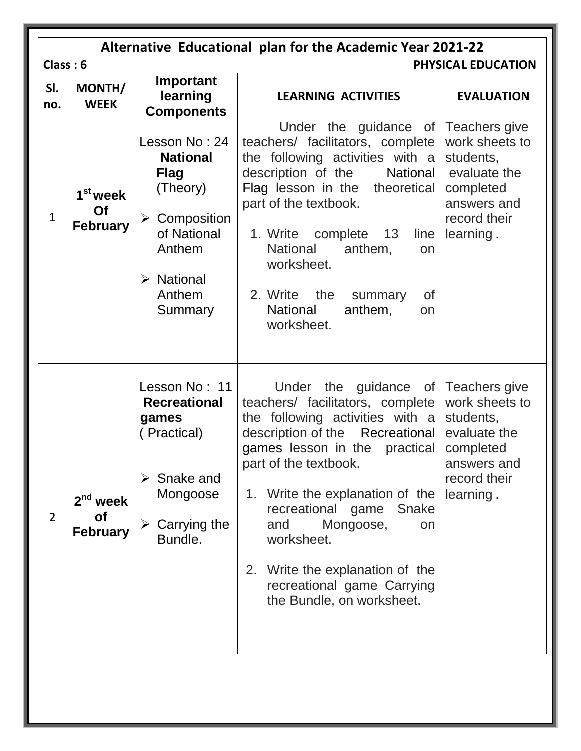# Alternative Educational plan for the Academic Year 2021-22

**Class : 6** **PHYSICAL EDUCATION**

| Sl. no. | MONTH/ WEEK | Important learning Components | LEARNING ACTIVITIES | EVALUATION |
|---|---|---|---|---|
| 1 | **1st week Of February** | Lesson No : 24 **National Flag** (Theory)<br>➢ Composition of National Anthem<br>➢ National Anthem Summary | Under the guidance of teachers/ facilitators, complete the following activities with a description of the National Flag lesson in the theoretical part of the textbook.<br>1. Write complete 13 line National anthem, on worksheet.<br>2. Write the summary of National anthem, on worksheet. | Teachers give work sheets to students, evaluate the completed answers and record their learning . |
| 2 | **2nd week of February** | Lesson No : 11 **Recreational games** ( Practical)<br>➢ Snake and Mongoose<br>➢ Carrying the Bundle. | Under the guidance of teachers/ facilitators, complete the following activities with a description of the Recreational games lesson in the practical part of the textbook.<br>1. Write the explanation of the recreational game Snake and Mongoose, on worksheet.<br>2. Write the explanation of the recreational game Carrying the Bundle, on worksheet. | Teachers give work sheets to students, evaluate the completed answers and record their learning . |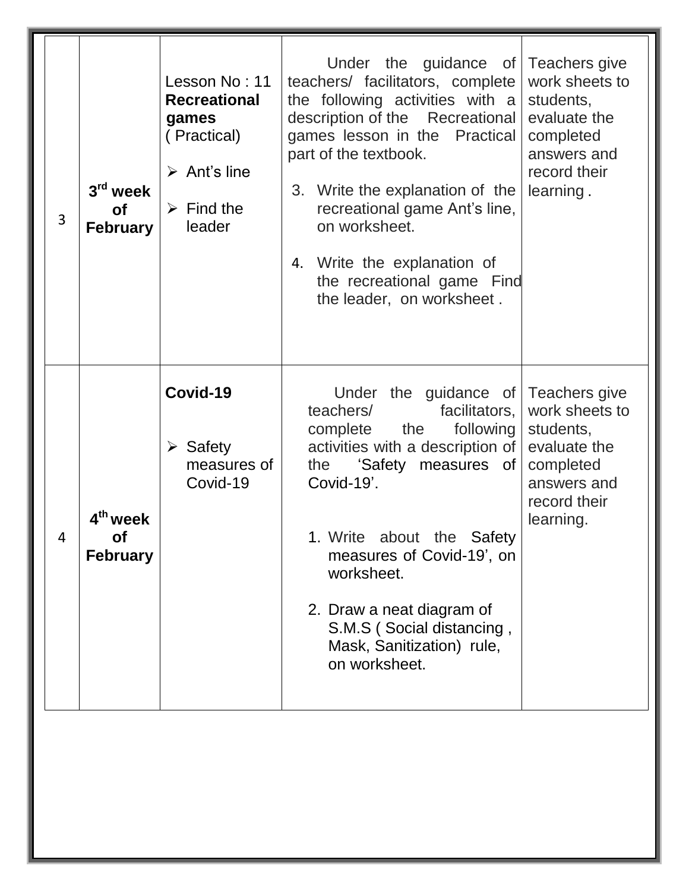| | | | | |
|---|---|---|---|---|
| 3 | **3rd week of February** | Lesson No : 11 **Recreational games** ( Practical)<br><br>➢ Ant's line<br><br>➢ Find the leader | Under the guidance of teachers/ facilitators, complete the following activities with a description of the Recreational games lesson in the Practical part of the textbook.<br><br>3. Write the explanation of the recreational game Ant's line, on worksheet.<br><br>4. Write the explanation of the recreational game Find the leader, on worksheet . | Teachers give work sheets to students, evaluate the completed answers and record their learning . |
| 4 | **4th week of February** | **Covid-19**<br><br>➢ Safety measures of Covid-19 | Under the guidance of teachers/ facilitators, complete the following activities with a description of the 'Safety measures of Covid-19'.<br><br>1. Write about the Safety measures of Covid-19', on worksheet.<br><br>2. Draw a neat diagram of S.M.S ( Social distancing , Mask, Sanitization) rule, on worksheet. | Teachers give work sheets to students, evaluate the completed answers and record their learning. |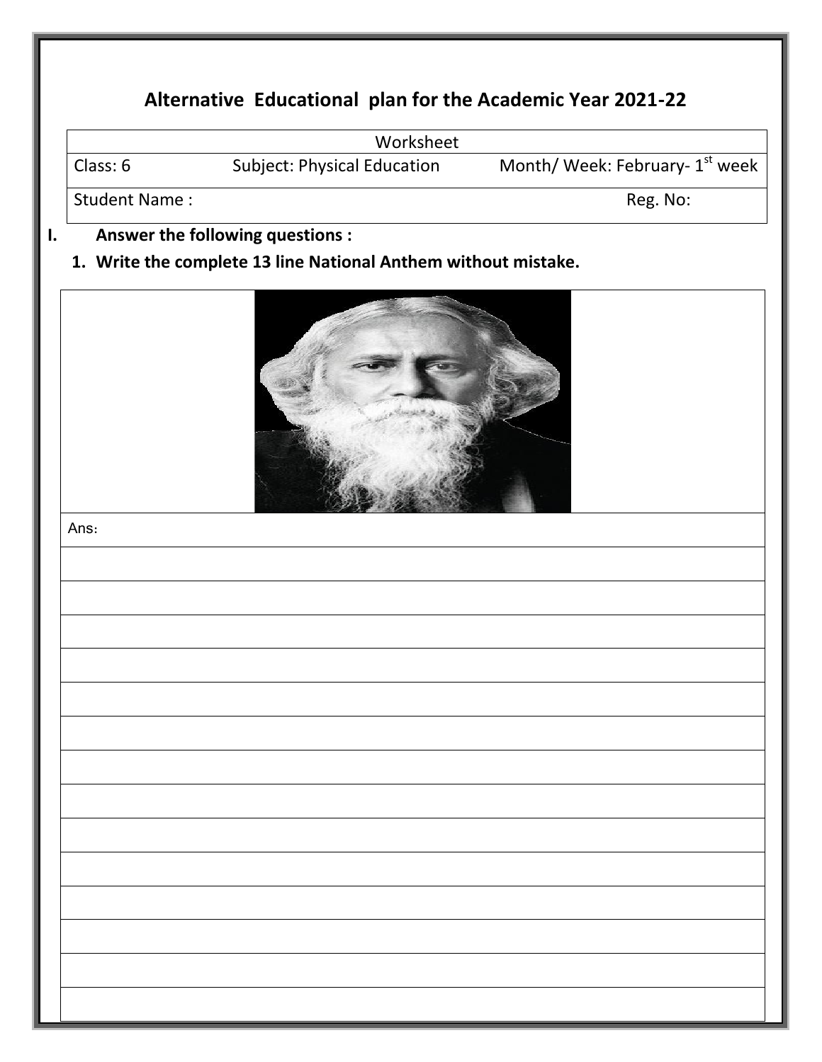## Alternative Educational plan for the Academic Year 2021-22

| Worksheet | | |
|---|---|---|
| Class: 6 | Subject: Physical Education | Month/ Week: February- 1st week |
| Student Name : | | Reg. No: |

**I. Answer the following questions :**

**1. Write the complete 13 line National Anthem without mistake.**

Ans: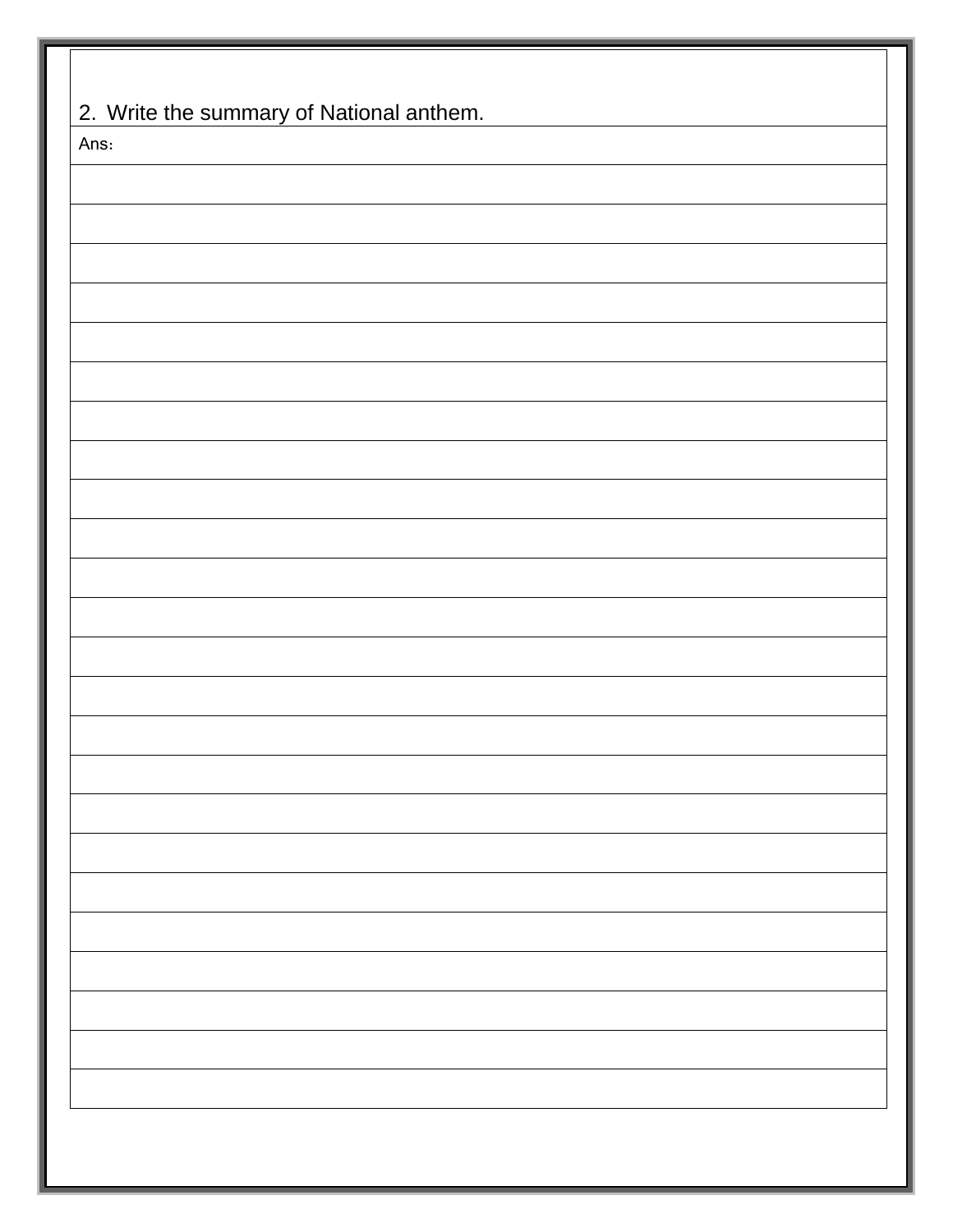2. Write the summary of National anthem.

Ans：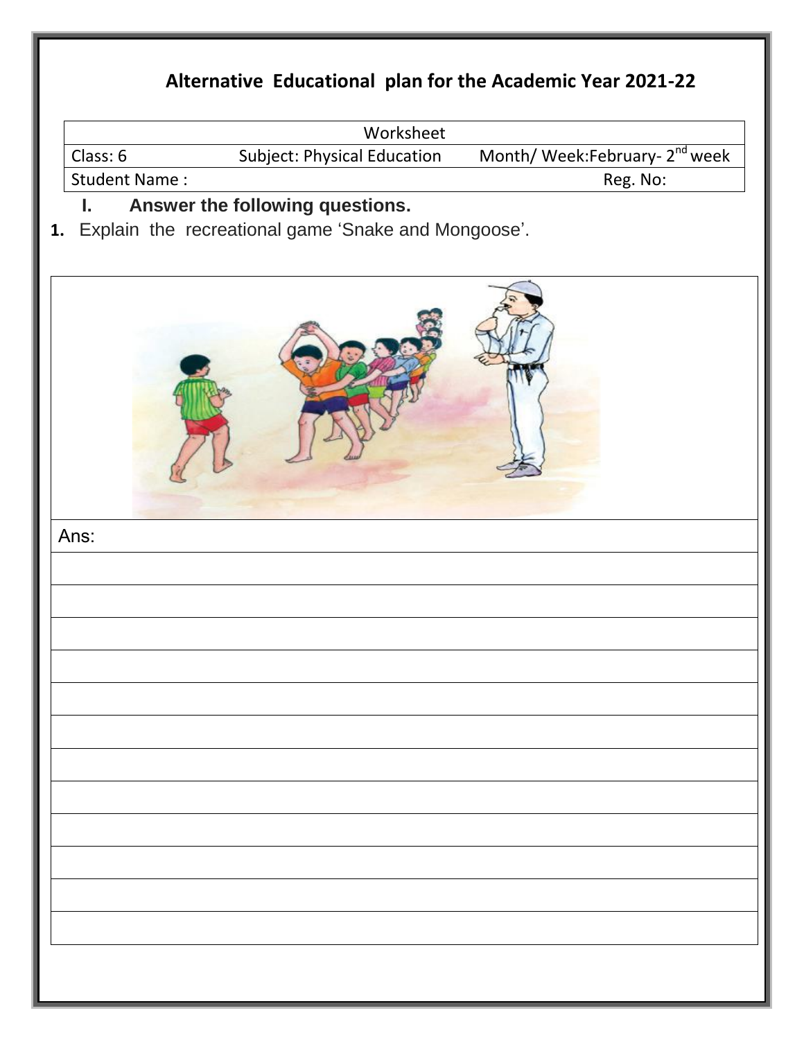# Alternative Educational plan for the Academic Year 2021-22

| Worksheet | | |
|---|---|---|
| Class: 6 | Subject: Physical Education | Month/ Week:February- 2nd week |
| Student Name : | | Reg. No: |

**I. Answer the following questions.**

**1.** Explain the recreational game 'Snake and Mongoose'.

Ans: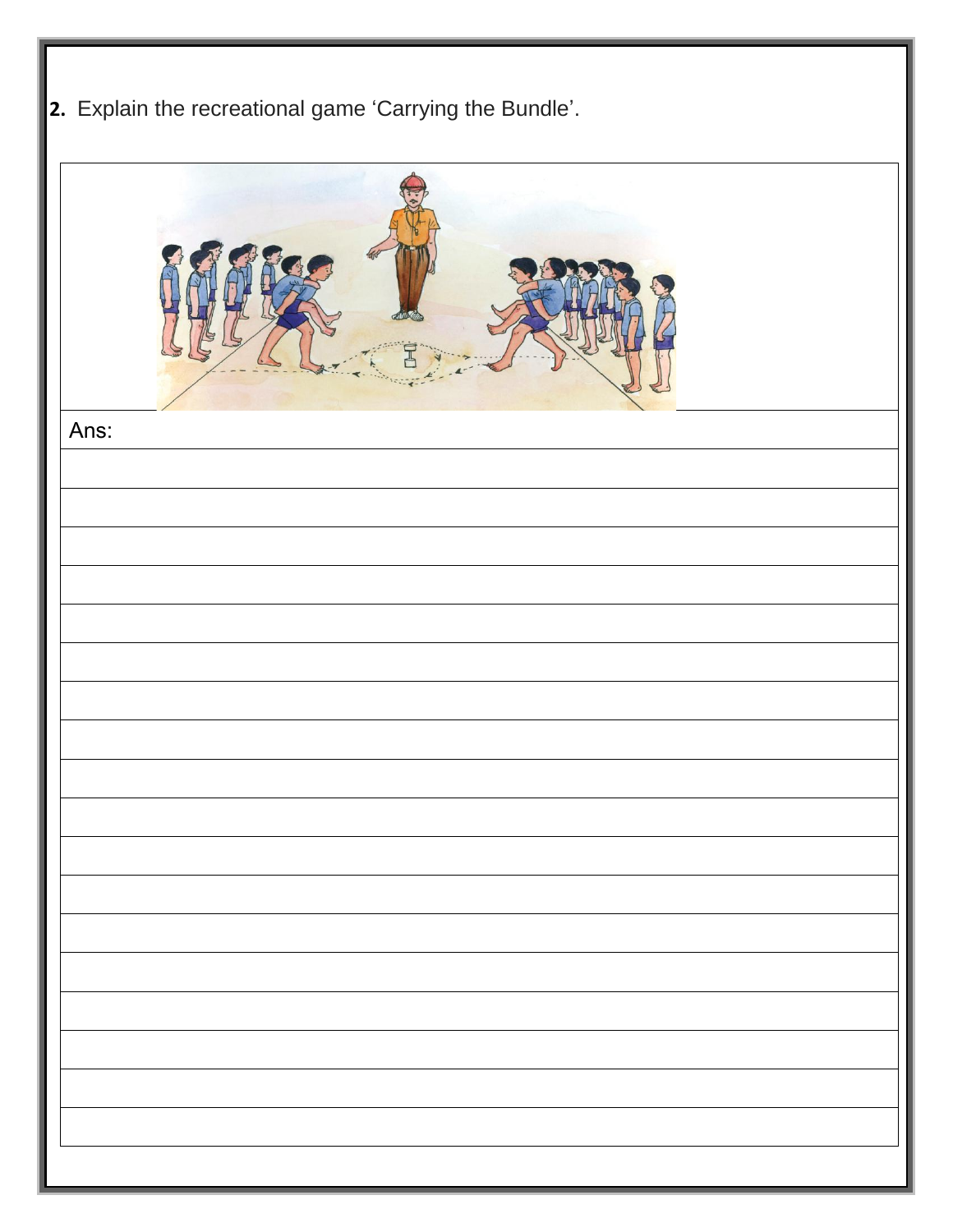**2.** Explain the recreational game 'Carrying the Bundle'.

Ans: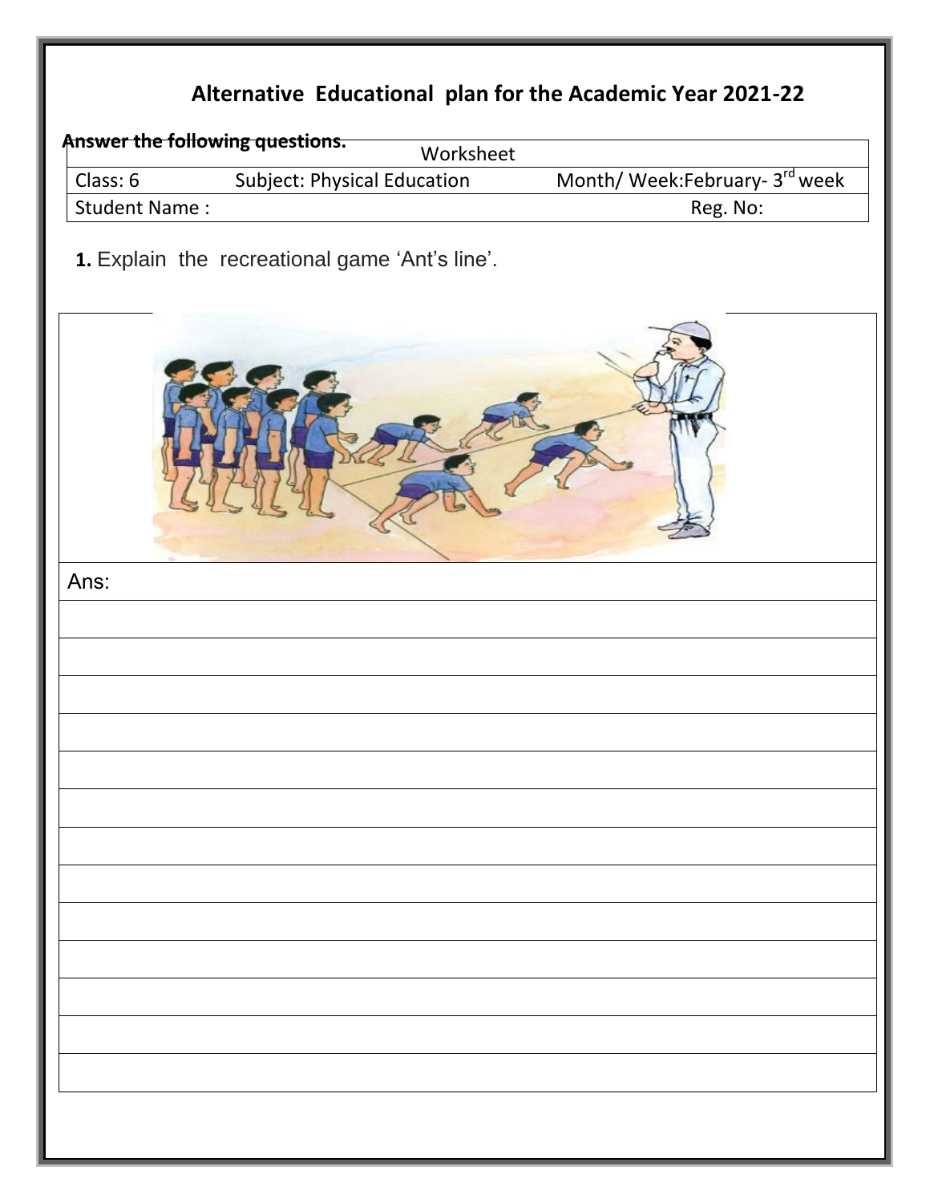## Alternative Educational plan for the Academic Year 2021-22

**Answer the following questions.**

| Worksheet | | |
|---|---|---|
| Class: 6 | Subject: Physical Education | Month/ Week:February- 3rd week |
| Student Name : | | Reg. No: |

**1.** Explain the recreational game 'Ant's line'.

Ans: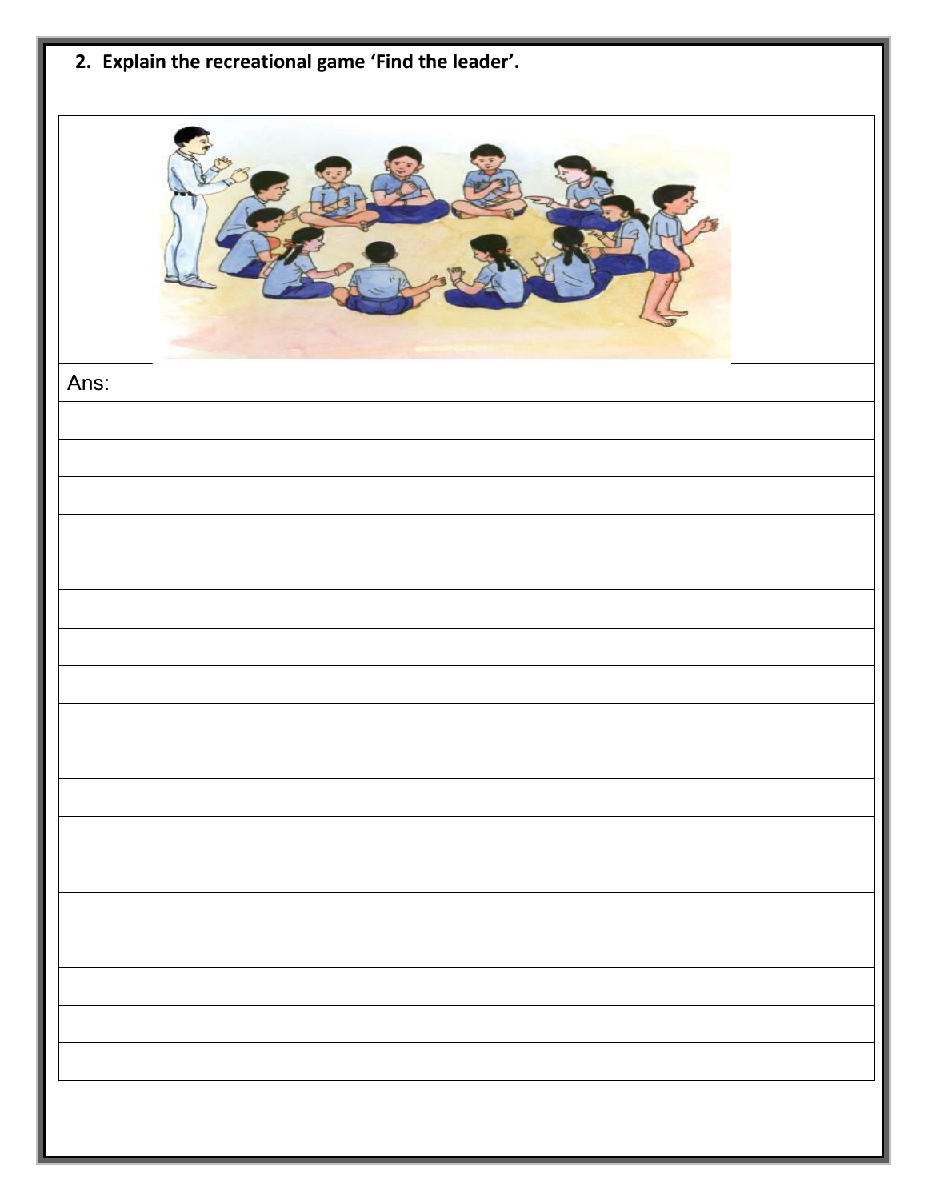**2. Explain the recreational game 'Find the leader'.**

Ans: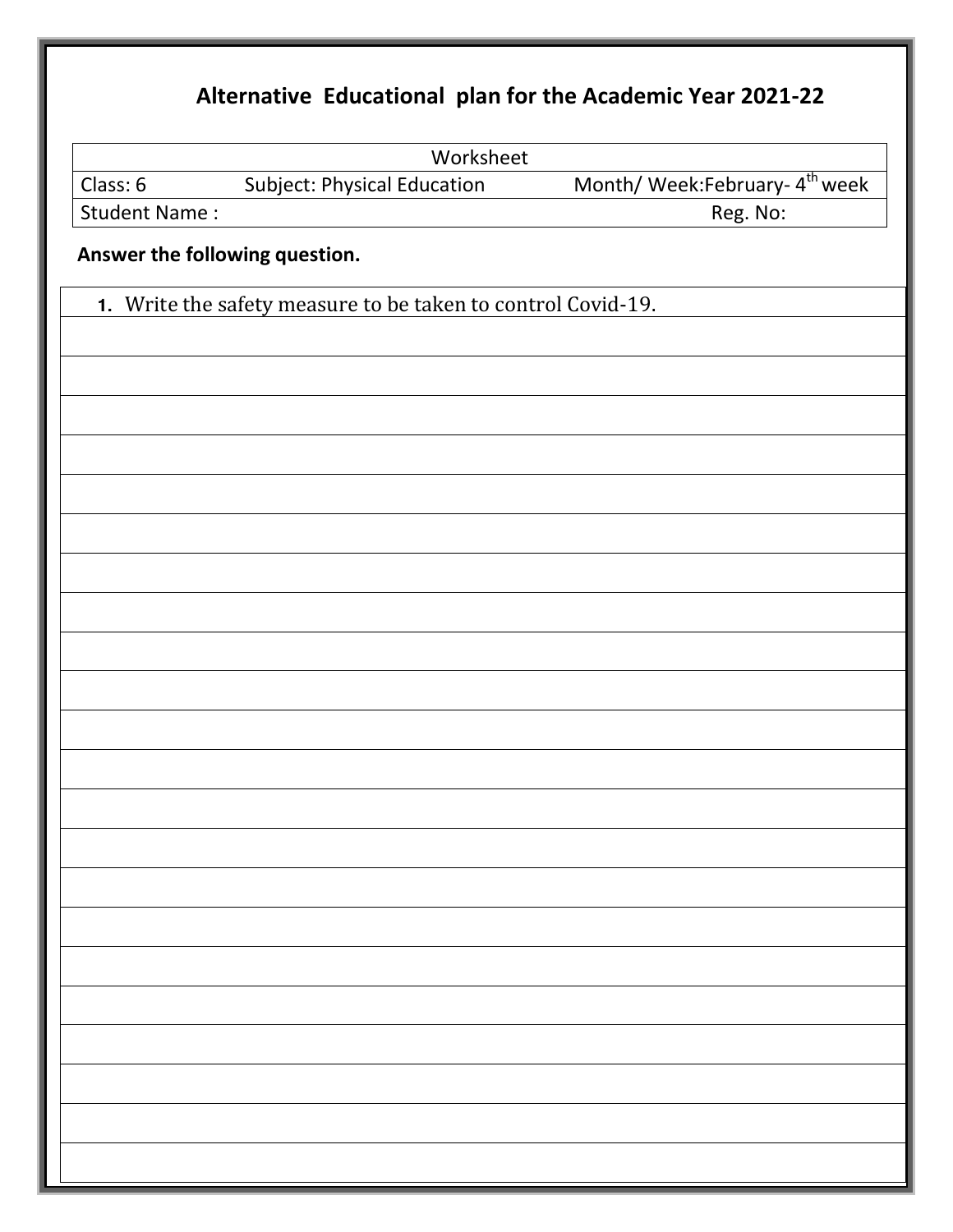# Alternative Educational plan for the Academic Year 2021-22

| Worksheet | | |
|---|---|---|
| Class: 6 | Subject: Physical Education | Month/ Week:February- 4th week |
| Student Name : | | Reg. No: |

**Answer the following question.**

1. Write the safety measure to be taken to control Covid-19.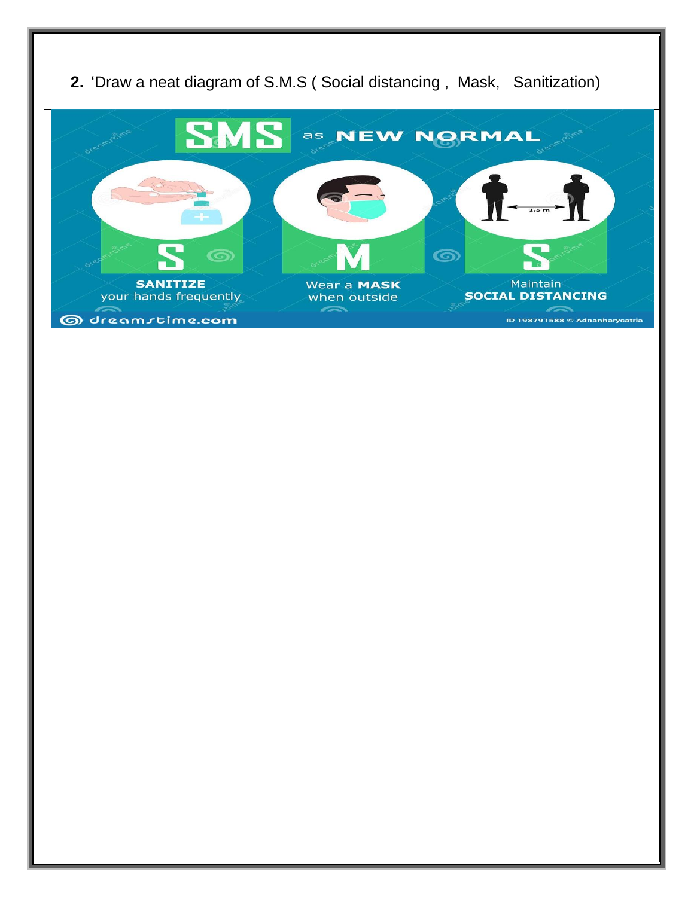**2.** 'Draw a neat diagram of S.M.S ( Social distancing ,  Mask,   Sanitization)

SMS as NEW NORMAL

S — SANITIZE your hands frequently

M — Wear a MASK when outside

S — Maintain SOCIAL DISTANCING

1.5 m

dreamstime.com

ID 198791588 © Adnanharysatria